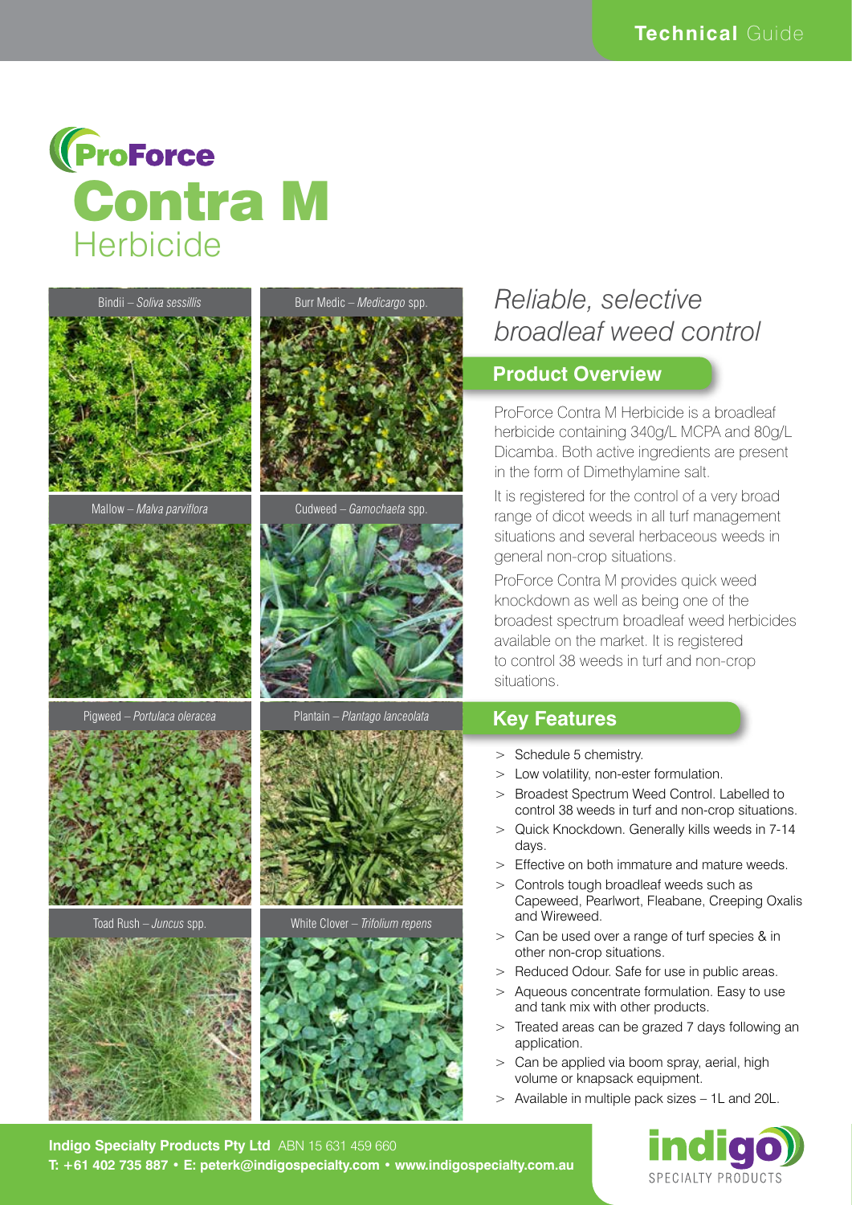Technical Guide

# ProForce Contra M Herbicide

Bindii – *Soliva sessillis*

Burr Medic – *Medicargo* spp.

Mallow – *Malva parviflora*

Cudweed – *Gamochaeta* spp.

Pigweed – *Portulaca oleracea*

Plantain – *Plantago lanceolata*

Toad Rush – *Juncus* spp.

White Clover – *Trifolium repens*

*Reliable, selective broadleaf weed control*

## Product Overview

ProForce Contra M Herbicide is a broadleaf herbicide containing 340g/L MCPA and 80g/L Dicamba. Both active ingredients are present in the form of Dimethylamine salt.

It is registered for the control of a very broad range of dicot weeds in all turf management situations and several herbaceous weeds in general non-crop situations.

ProForce Contra M provides quick weed knockdown as well as being one of the broadest spectrum broadleaf weed herbicides available on the market. It is registered to control 38 weeds in turf and non-crop situations.

## Key Features

- Schedule 5 chemistry.
- Low volatility, non-ester formulation.
- Broadest Spectrum Weed Control. Labelled to control 38 weeds in turf and non-crop situations.
- Quick Knockdown. Generally kills weeds in 7-14 days.
- Effective on both immature and mature weeds.
- Controls tough broadleaf weeds such as Capeweed, Pearlwort, Fleabane, Creeping Oxalis and Wireweed.
- Can be used over a range of turf species & in other non-crop situations.
- Reduced Odour. Safe for use in public areas.
- Aqueous concentrate formulation. Easy to use and tank mix with other products.
- Treated areas can be grazed 7 days following an application.
- Can be applied via boom spray, aerial, high volume or knapsack equipment.
- Available in multiple pack sizes – 1L and 20L.

**Indigo Specialty Products Pty Ltd** ABN 15 631 459 660
**T: +61 402 735 887 • E: peterk@indigospecialty.com • www.indigospecialty.com.au**

indigo SPECIALTY PRODUCTS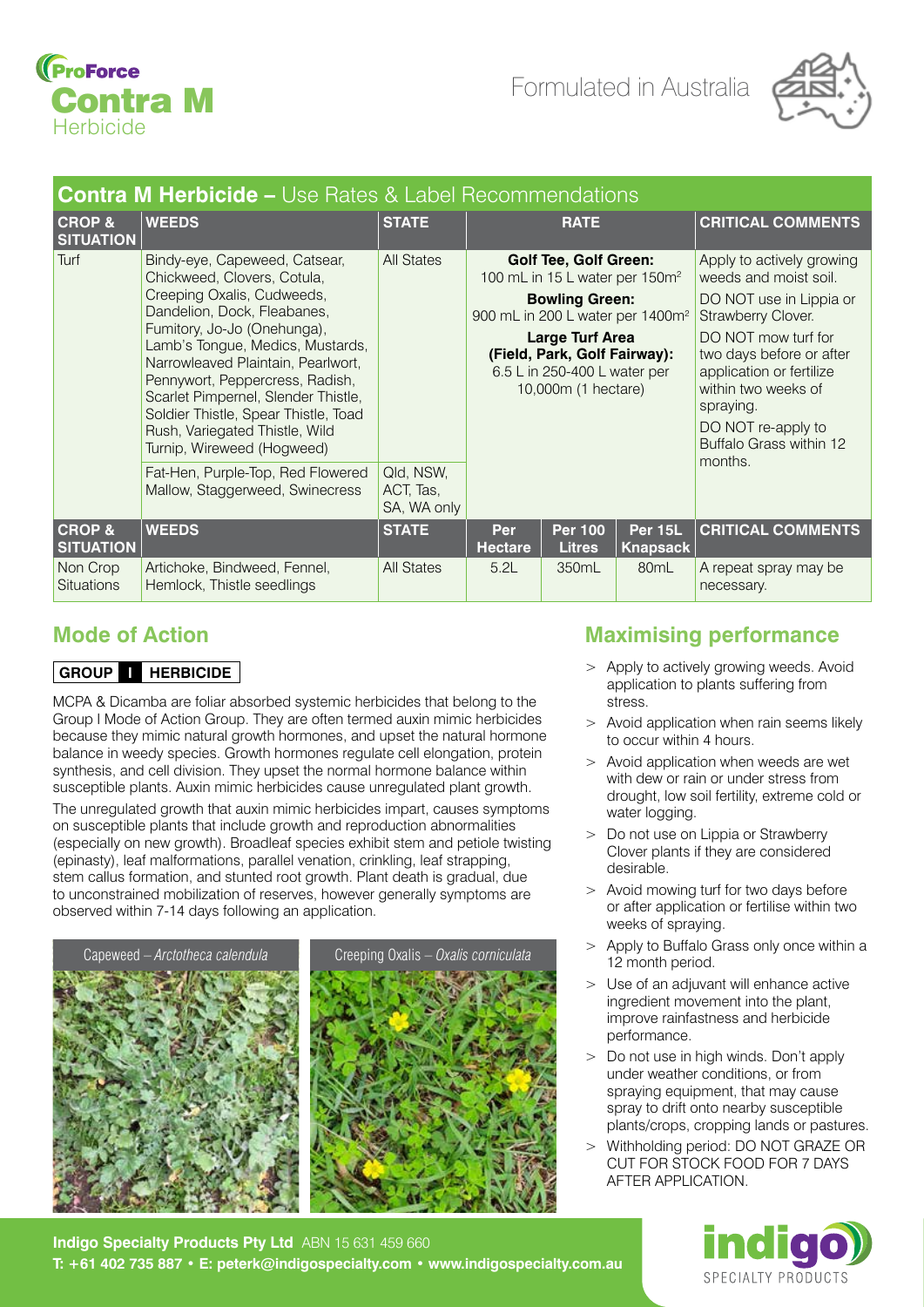# ProForce Contra M Herbicide

Formulated in Australia

## Contra M Herbicide – Use Rates & Label Recommendations

| CROP & SITUATION | WEEDS | STATE | RATE | | | CRITICAL COMMENTS |
|---|---|---|---|---|---|---|
| Turf | Bindy-eye, Capeweed, Catsear, Chickweed, Clovers, Cotula, Creeping Oxalis, Cudweeds, Dandelion, Dock, Fleabanes, Fumitory, Jo-Jo (Onehunga), Lamb's Tongue, Medics, Mustards, Narrowleaved Plaintain, Pearlwort, Pennywort, Peppercress, Radish, Scarlet Pimpernel, Slender Thistle, Soldier Thistle, Spear Thistle, Toad Rush, Variegated Thistle, Wild Turnip, Wireweed (Hogweed) | All States | **Golf Tee, Golf Green:** 100 mL in 15 L water per 150m² **Bowling Green:** 900 mL in 200 L water per 1400m² **Large Turf Area (Field, Park, Golf Fairway):** 6.5 L in 250-400 L water per 10,000m (1 hectare) | | | Apply to actively growing weeds and moist soil. DO NOT use in Lippia or Strawberry Clover. DO NOT mow turf for two days before or after application or fertilize within two weeks of spraying. DO NOT re-apply to Buffalo Grass within 12 months. |
| | Fat-Hen, Purple-Top, Red Flowered Mallow, Staggerweed, Swinecress | Qld, NSW, ACT, Tas, SA, WA only | | | | |
| **CROP & SITUATION** | **WEEDS** | **STATE** | **Per Hectare** | **Per 100 Litres** | **Per 15L Knapsack** | **CRITICAL COMMENTS** |
| Non Crop Situations | Artichoke, Bindweed, Fennel, Hemlock, Thistle seedlings | All States | 5.2L | 350mL | 80mL | A repeat spray may be necessary. |

## Mode of Action

**GROUP I HERBICIDE**

MCPA & Dicamba are foliar absorbed systemic herbicides that belong to the Group I Mode of Action Group. They are often termed auxin mimic herbicides because they mimic natural growth hormones, and upset the natural hormone balance in weedy species. Growth hormones regulate cell elongation, protein synthesis, and cell division. They upset the normal hormone balance within susceptible plants. Auxin mimic herbicides cause unregulated plant growth.

The unregulated growth that auxin mimic herbicides impart, causes symptoms on susceptible plants that include growth and reproduction abnormalities (especially on new growth). Broadleaf species exhibit stem and petiole twisting (epinasty), leaf malformations, parallel venation, crinkling, leaf strapping, stem callus formation, and stunted root growth. Plant death is gradual, due to unconstrained mobilization of reserves, however generally symptoms are observed within 7-14 days following an application.

Capeweed – *Arctotheca calendula*

Creeping Oxalis – *Oxalis corniculata*

## Maximising performance

- Apply to actively growing weeds. Avoid application to plants suffering from stress.
- Avoid application when rain seems likely to occur within 4 hours.
- Avoid application when weeds are wet with dew or rain or under stress from drought, low soil fertility, extreme cold or water logging.
- Do not use on Lippia or Strawberry Clover plants if they are considered desirable.
- Avoid mowing turf for two days before or after application or fertilise within two weeks of spraying.
- Apply to Buffalo Grass only once within a 12 month period.
- Use of an adjuvant will enhance active ingredient movement into the plant, improve rainfastness and herbicide performance.
- Do not use in high winds. Don't apply under weather conditions, or from spraying equipment, that may cause spray to drift onto nearby susceptible plants/crops, cropping lands or pastures.
- Withholding period: DO NOT GRAZE OR CUT FOR STOCK FOOD FOR 7 DAYS AFTER APPLICATION.

**Indigo Specialty Products Pty Ltd** ABN 15 631 459 660
**T: +61 402 735 887 • E: peterk@indigospecialty.com • www.indigospecialty.com.au**

indigo SPECIALTY PRODUCTS